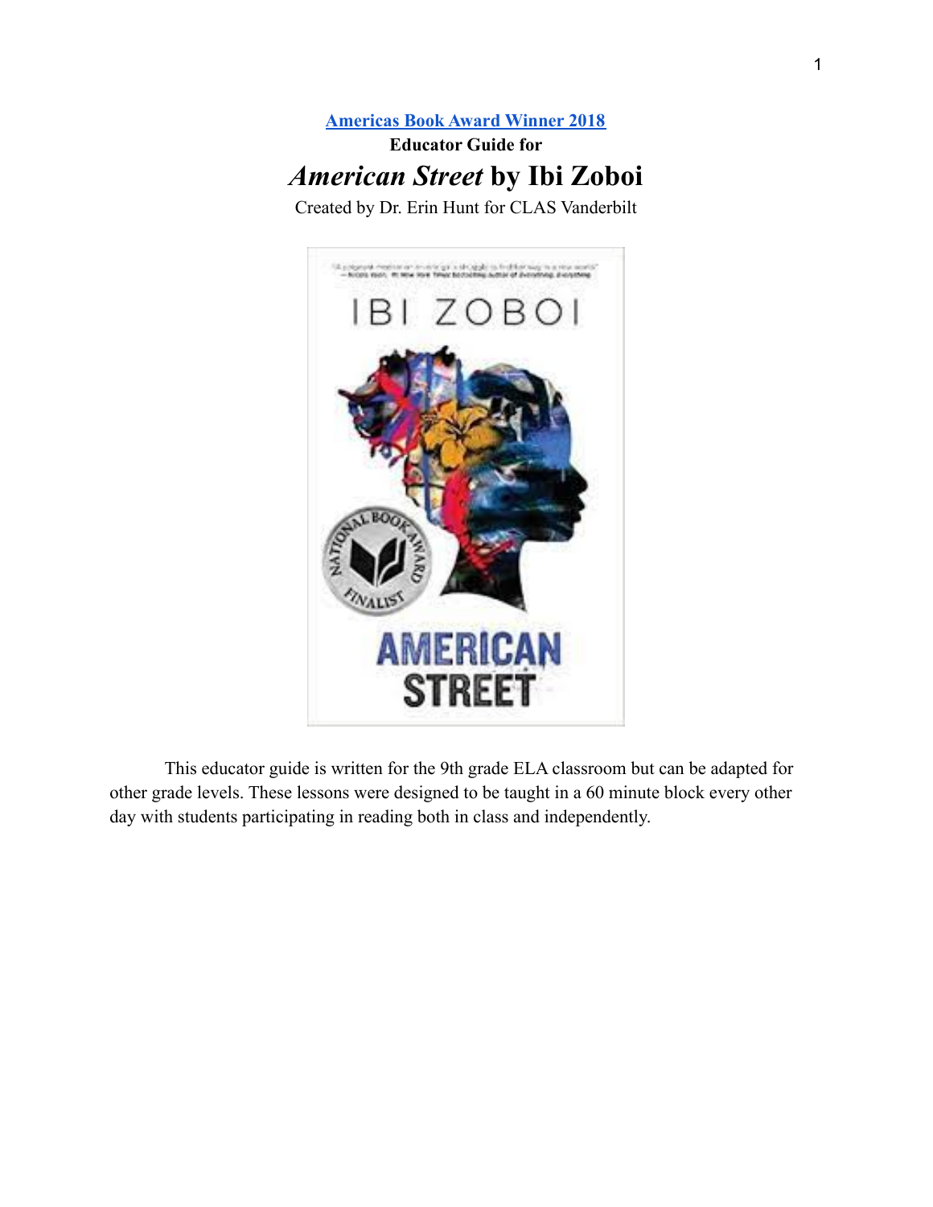[Americas Book Award Winner 2018](#)

**Educator Guide for**

# *American Street* by Ibi Zoboi

Created by Dr. Erin Hunt for CLAS Vanderbilt

This educator guide is written for the 9th grade ELA classroom but can be adapted for other grade levels. These lessons were designed to be taught in a 60 minute block every other day with students participating in reading both in class and independently.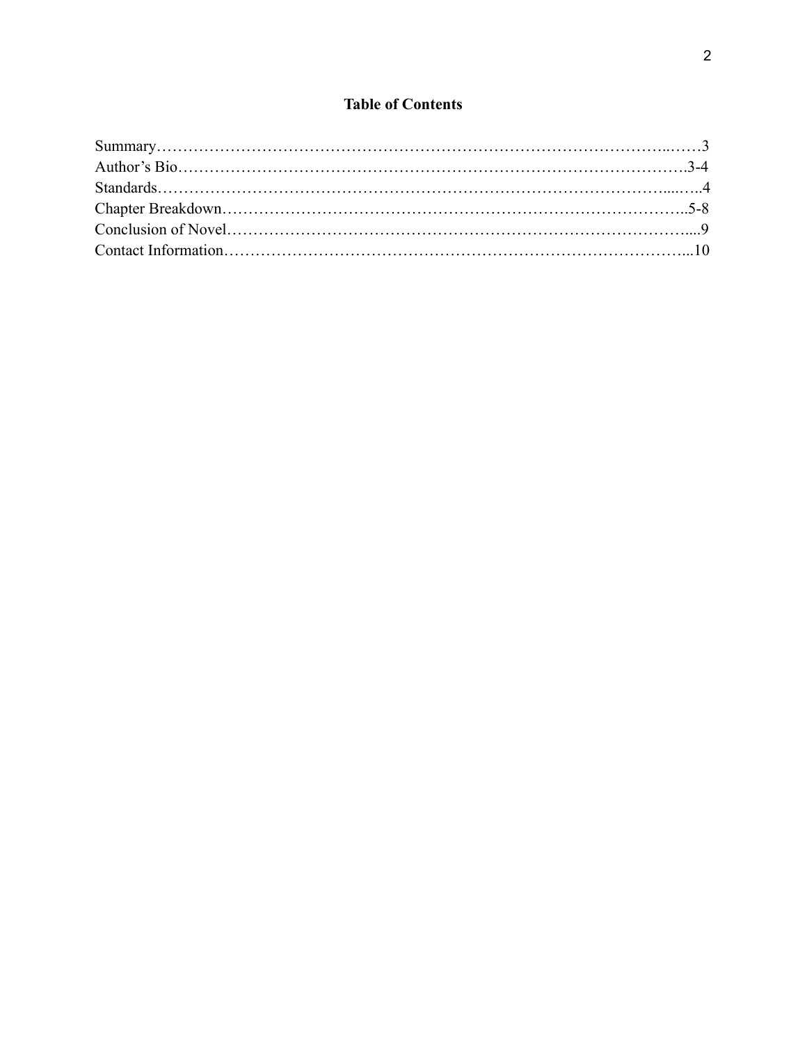# Table of Contents

Summary……………………………………………………………………………………..……3
Author's Bio………………………………………………………………………………….3-4
Standards……………………………………………………………………………….....…..4
Chapter Breakdown…………………………………………………………………………..5-8
Conclusion of Novel……………………………………………………………………….....9
Contact Information…………………………………………………………………………...10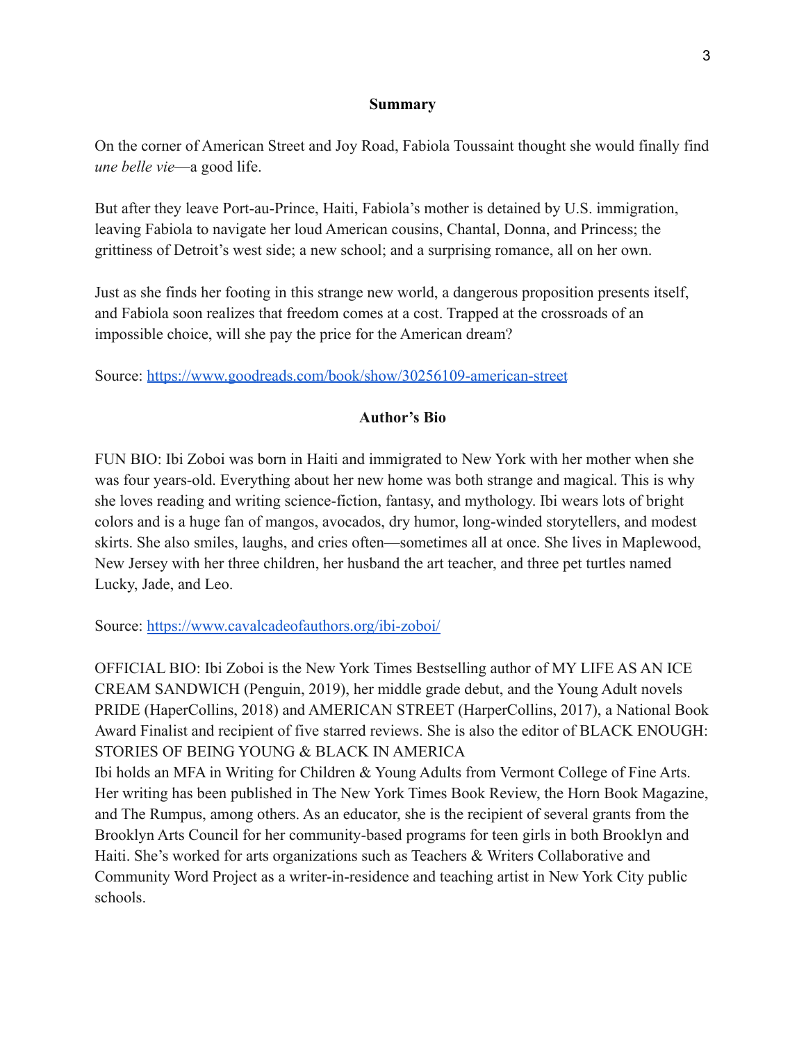## Summary

On the corner of American Street and Joy Road, Fabiola Toussaint thought she would finally find *une belle vie*—a good life.

But after they leave Port-au-Prince, Haiti, Fabiola's mother is detained by U.S. immigration, leaving Fabiola to navigate her loud American cousins, Chantal, Donna, and Princess; the grittiness of Detroit's west side; a new school; and a surprising romance, all on her own.

Just as she finds her footing in this strange new world, a dangerous proposition presents itself, and Fabiola soon realizes that freedom comes at a cost. Trapped at the crossroads of an impossible choice, will she pay the price for the American dream?

Source: https://www.goodreads.com/book/show/30256109-american-street

## Author's Bio

FUN BIO: Ibi Zoboi was born in Haiti and immigrated to New York with her mother when she was four years-old. Everything about her new home was both strange and magical. This is why she loves reading and writing science-fiction, fantasy, and mythology. Ibi wears lots of bright colors and is a huge fan of mangos, avocados, dry humor, long-winded storytellers, and modest skirts. She also smiles, laughs, and cries often—sometimes all at once. She lives in Maplewood, New Jersey with her three children, her husband the art teacher, and three pet turtles named Lucky, Jade, and Leo.

Source: https://www.cavalcadeofauthors.org/ibi-zoboi/

OFFICIAL BIO: Ibi Zoboi is the New York Times Bestselling author of MY LIFE AS AN ICE CREAM SANDWICH (Penguin, 2019), her middle grade debut, and the Young Adult novels PRIDE (HaperCollins, 2018) and AMERICAN STREET (HarperCollins, 2017), a National Book Award Finalist and recipient of five starred reviews. She is also the editor of BLACK ENOUGH: STORIES OF BEING YOUNG & BLACK IN AMERICA
Ibi holds an MFA in Writing for Children & Young Adults from Vermont College of Fine Arts. Her writing has been published in The New York Times Book Review, the Horn Book Magazine, and The Rumpus, among others. As an educator, she is the recipient of several grants from the Brooklyn Arts Council for her community-based programs for teen girls in both Brooklyn and Haiti. She's worked for arts organizations such as Teachers & Writers Collaborative and Community Word Project as a writer-in-residence and teaching artist in New York City public schools.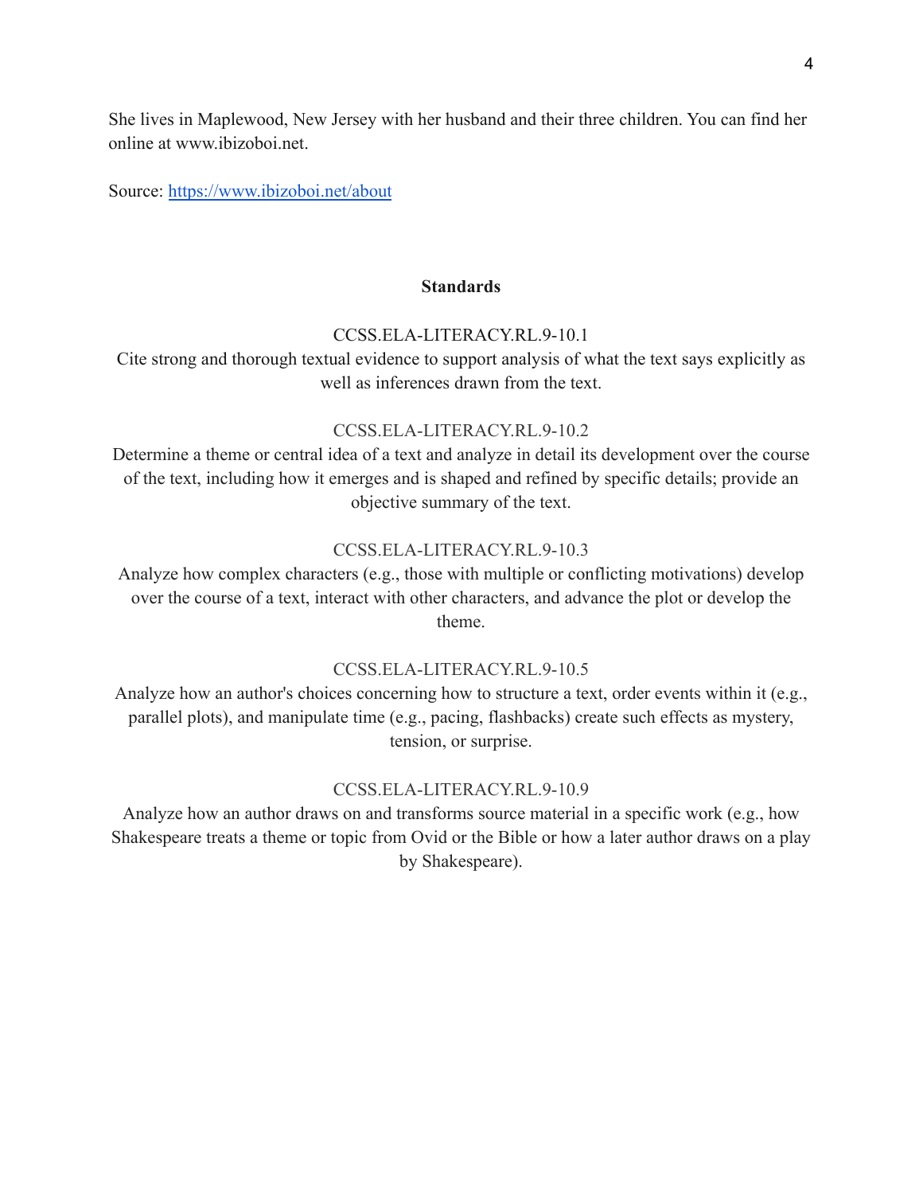She lives in Maplewood, New Jersey with her husband and their three children. You can find her online at www.ibizoboi.net.

Source: https://www.ibizoboi.net/about

## Standards

CCSS.ELA-LITERACY.RL.9-10.1
Cite strong and thorough textual evidence to support analysis of what the text says explicitly as well as inferences drawn from the text.

CCSS.ELA-LITERACY.RL.9-10.2
Determine a theme or central idea of a text and analyze in detail its development over the course of the text, including how it emerges and is shaped and refined by specific details; provide an objective summary of the text.

CCSS.ELA-LITERACY.RL.9-10.3
Analyze how complex characters (e.g., those with multiple or conflicting motivations) develop over the course of a text, interact with other characters, and advance the plot or develop the theme.

CCSS.ELA-LITERACY.RL.9-10.5
Analyze how an author's choices concerning how to structure a text, order events within it (e.g., parallel plots), and manipulate time (e.g., pacing, flashbacks) create such effects as mystery, tension, or surprise.

CCSS.ELA-LITERACY.RL.9-10.9
Analyze how an author draws on and transforms source material in a specific work (e.g., how Shakespeare treats a theme or topic from Ovid or the Bible or how a later author draws on a play by Shakespeare).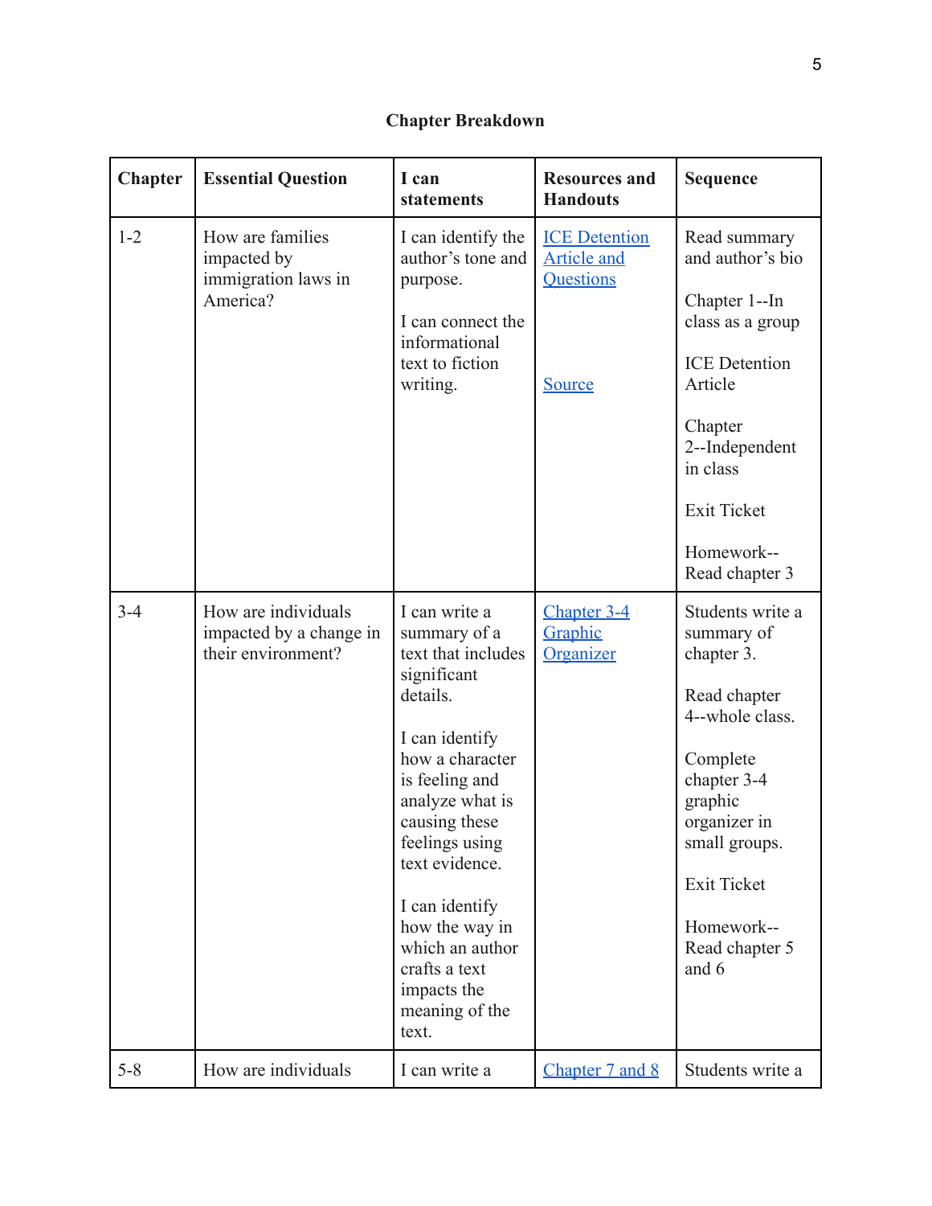**Chapter Breakdown**

| Chapter | Essential Question | I can statements | Resources and Handouts | Sequence |
|---|---|---|---|---|
| 1-2 | How are families impacted by immigration laws in America? | I can identify the author's tone and purpose.<br><br>I can connect the informational text to fiction writing. | ICE Detention Article and Questions<br><br>Source | Read summary and author's bio<br><br>Chapter 1--In class as a group<br><br>ICE Detention Article<br><br>Chapter 2--Independent in class<br><br>Exit Ticket<br><br>Homework--Read chapter 3 |
| 3-4 | How are individuals impacted by a change in their environment? | I can write a summary of a text that includes significant details.<br><br>I can identify how a character is feeling and analyze what is causing these feelings using text evidence.<br><br>I can identify how the way in which an author crafts a text impacts the meaning of the text. | Chapter 3-4 Graphic Organizer | Students write a summary of chapter 3.<br><br>Read chapter 4--whole class.<br><br>Complete chapter 3-4 graphic organizer in small groups.<br><br>Exit Ticket<br><br>Homework--Read chapter 5 and 6 |
| 5-8 | How are individuals | I can write a | Chapter 7 and 8 | Students write a |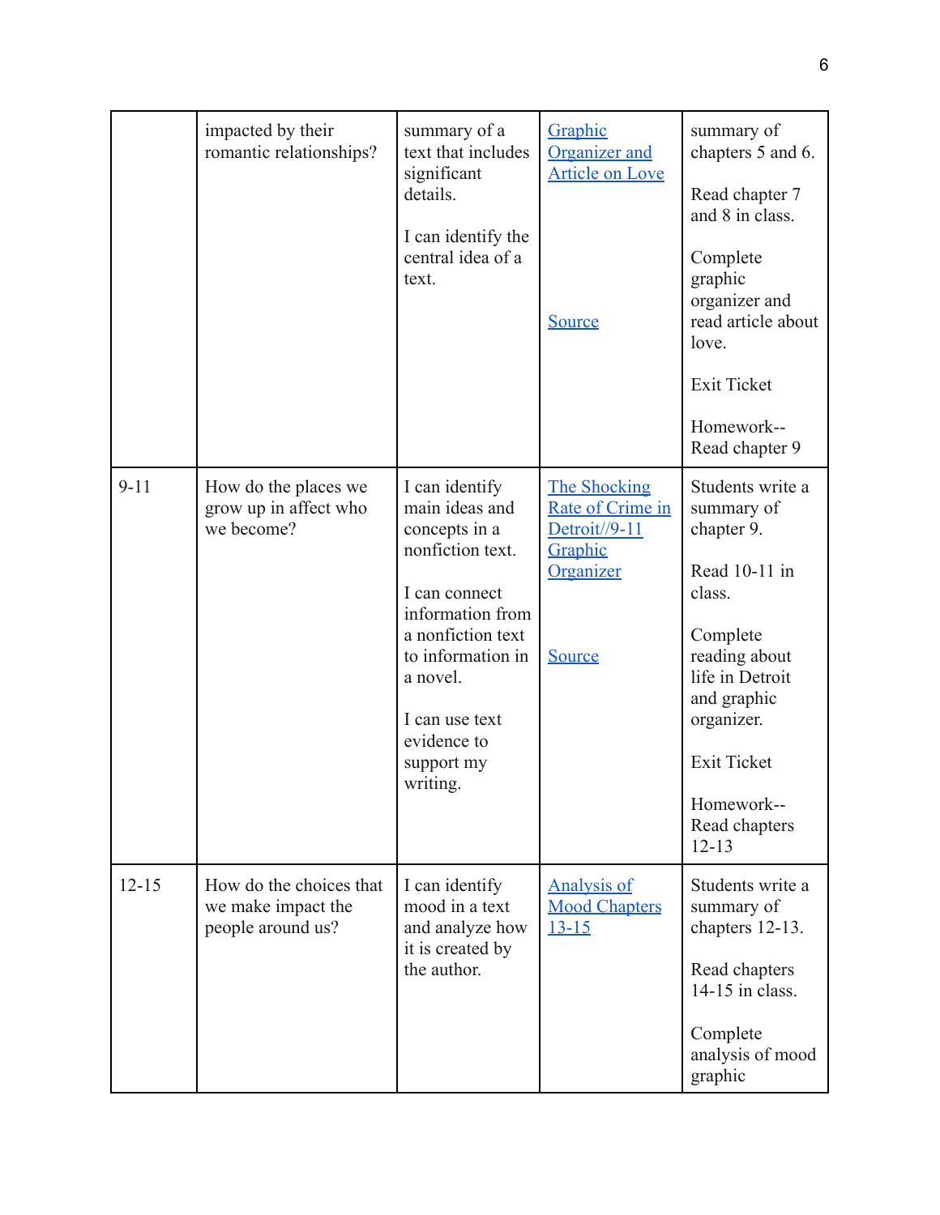| | | | | |
|---|---|---|---|---|
| | impacted by their romantic relationships? | summary of a text that includes significant details.<br><br>I can identify the central idea of a text. | Graphic Organizer and Article on Love<br><br>Source | summary of chapters 5 and 6.<br><br>Read chapter 7 and 8 in class.<br><br>Complete graphic organizer and read article about love.<br><br>Exit Ticket<br><br>Homework--Read chapter 9 |
| 9-11 | How do the places we grow up in affect who we become? | I can identify main ideas and concepts in a nonfiction text.<br><br>I can connect information from a nonfiction text to information in a novel.<br><br>I can use text evidence to support my writing. | The Shocking Rate of Crime in Detroit//9-11 Graphic Organizer<br><br>Source | Students write a summary of chapter 9.<br><br>Read 10-11 in class.<br><br>Complete reading about life in Detroit and graphic organizer.<br><br>Exit Ticket<br><br>Homework--Read chapters 12-13 |
| 12-15 | How do the choices that we make impact the people around us? | I can identify mood in a text and analyze how it is created by the author. | Analysis of Mood Chapters 13-15 | Students write a summary of chapters 12-13.<br><br>Read chapters 14-15 in class.<br><br>Complete analysis of mood graphic |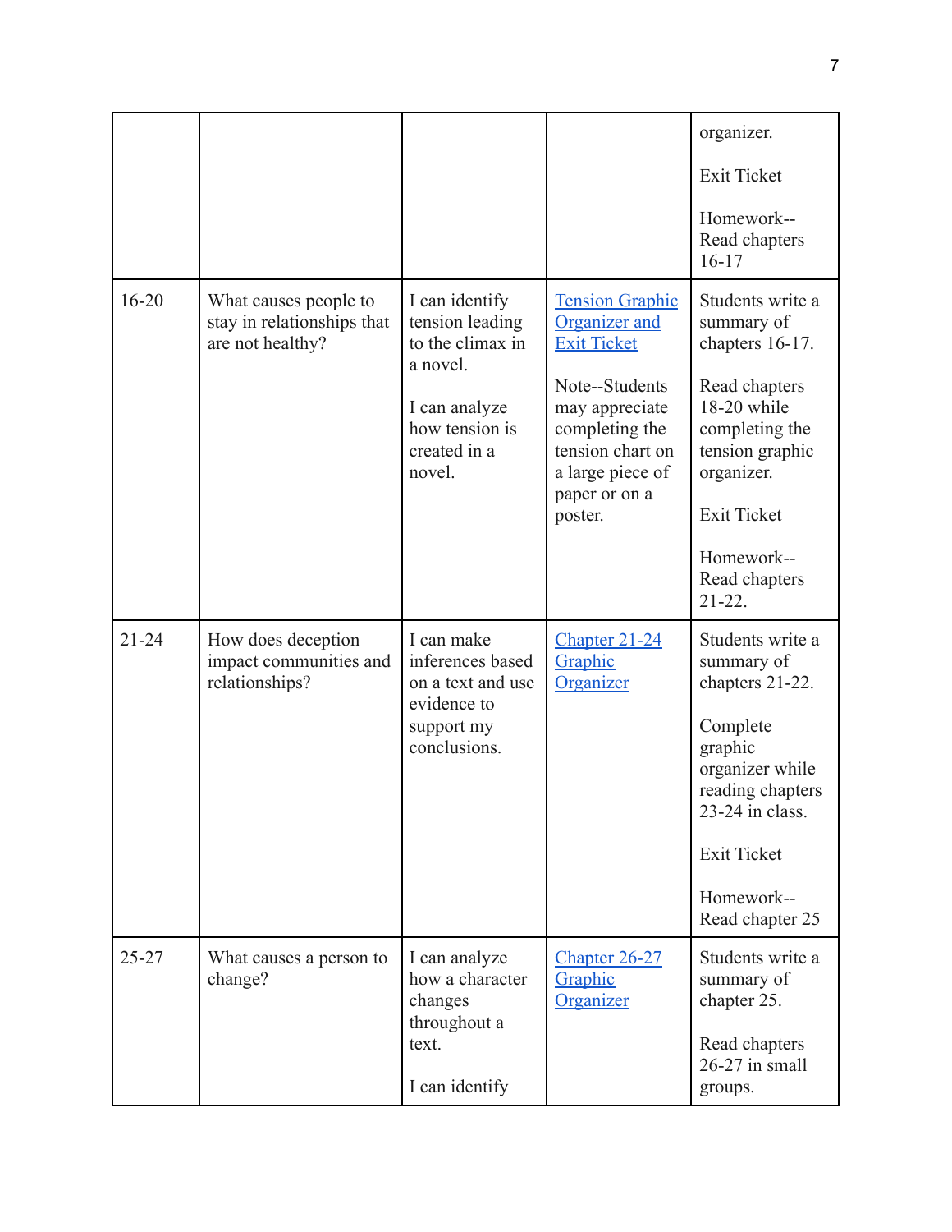| | | | | |
|---|---|---|---|---|
| | | | | organizer.<br><br>Exit Ticket<br><br>Homework--Read chapters 16-17 |
| 16-20 | What causes people to stay in relationships that are not healthy? | I can identify tension leading to the climax in a novel.<br><br>I can analyze how tension is created in a novel. | Tension Graphic Organizer and Exit Ticket<br><br>Note--Students may appreciate completing the tension chart on a large piece of paper or on a poster. | Students write a summary of chapters 16-17.<br><br>Read chapters 18-20 while completing the tension graphic organizer.<br><br>Exit Ticket<br><br>Homework--Read chapters 21-22. |
| 21-24 | How does deception impact communities and relationships? | I can make inferences based on a text and use evidence to support my conclusions. | Chapter 21-24 Graphic Organizer | Students write a summary of chapters 21-22.<br><br>Complete graphic organizer while reading chapters 23-24 in class.<br><br>Exit Ticket<br><br>Homework--Read chapter 25 |
| 25-27 | What causes a person to change? | I can analyze how a character changes throughout a text.<br><br>I can identify | Chapter 26-27 Graphic Organizer | Students write a summary of chapter 25.<br><br>Read chapters 26-27 in small groups. |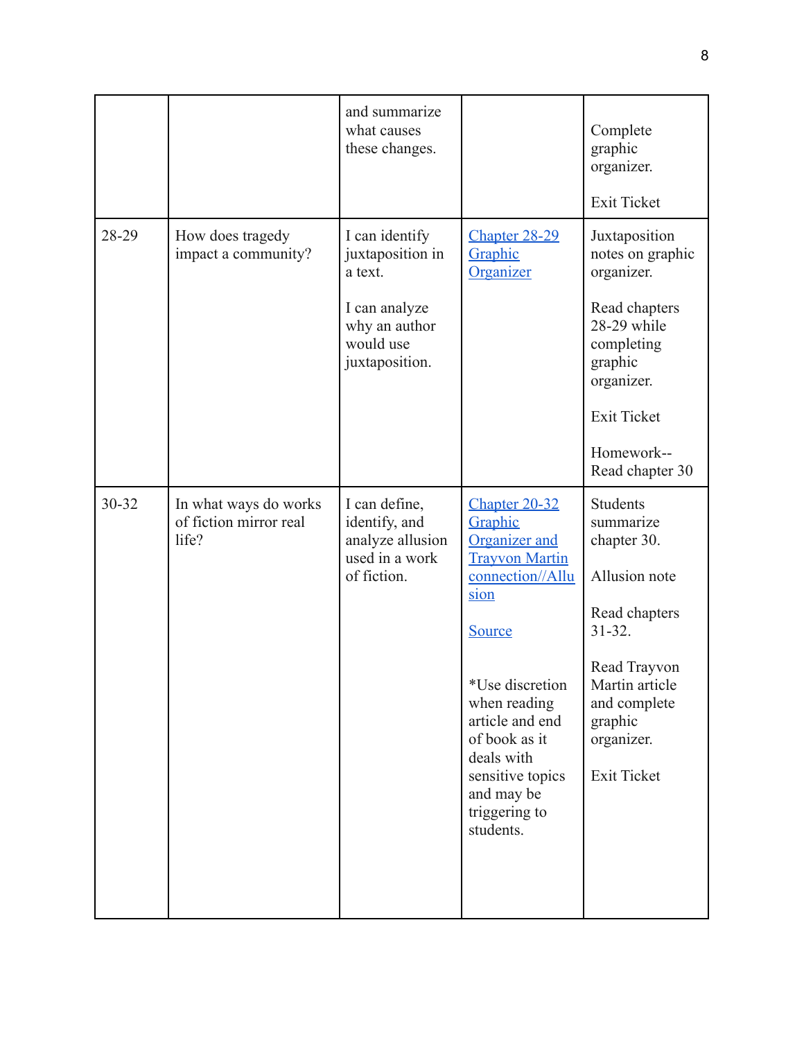| | | | | |
|---|---|---|---|---|
| | | and summarize what causes these changes. | | Complete graphic organizer.<br><br>Exit Ticket |
| 28-29 | How does tragedy impact a community? | I can identify juxtaposition in a text.<br><br>I can analyze why an author would use juxtaposition. | Chapter 28-29 Graphic Organizer | Juxtaposition notes on graphic organizer.<br><br>Read chapters 28-29 while completing graphic organizer.<br><br>Exit Ticket<br><br>Homework--Read chapter 30 |
| 30-32 | In what ways do works of fiction mirror real life? | I can define, identify, and analyze allusion used in a work of fiction. | Chapter 20-32 Graphic Organizer and Trayvon Martin connection//Allusion<br><br>Source<br><br>*Use discretion when reading article and end of book as it deals with sensitive topics and may be triggering to students. | Students summarize chapter 30.<br><br>Allusion note<br><br>Read chapters 31-32.<br><br>Read Trayvon Martin article and complete graphic organizer.<br><br>Exit Ticket |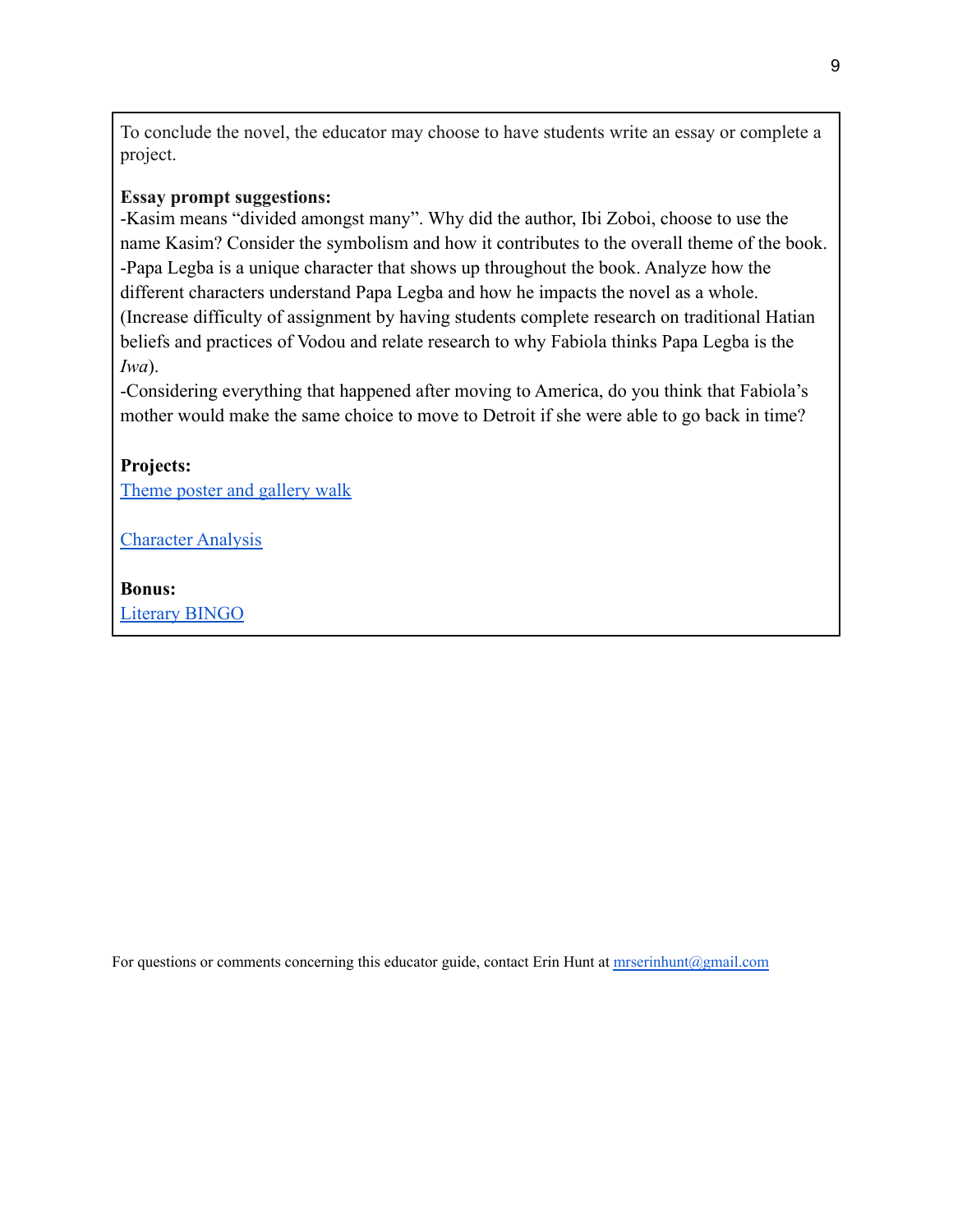To conclude the novel, the educator may choose to have students write an essay or complete a project.

**Essay prompt suggestions:**

-Kasim means "divided amongst many". Why did the author, Ibi Zoboi, choose to use the name Kasim? Consider the symbolism and how it contributes to the overall theme of the book.

-Papa Legba is a unique character that shows up throughout the book. Analyze how the different characters understand Papa Legba and how he impacts the novel as a whole. (Increase difficulty of assignment by having students complete research on traditional Hatian beliefs and practices of Vodou and relate research to why Fabiola thinks Papa Legba is the *Iwa*).

-Considering everything that happened after moving to America, do you think that Fabiola's mother would make the same choice to move to Detroit if she were able to go back in time?

**Projects:**

Theme poster and gallery walk

Character Analysis

**Bonus:**

Literary BINGO

For questions or comments concerning this educator guide, contact Erin Hunt at mrserinhunt@gmail.com